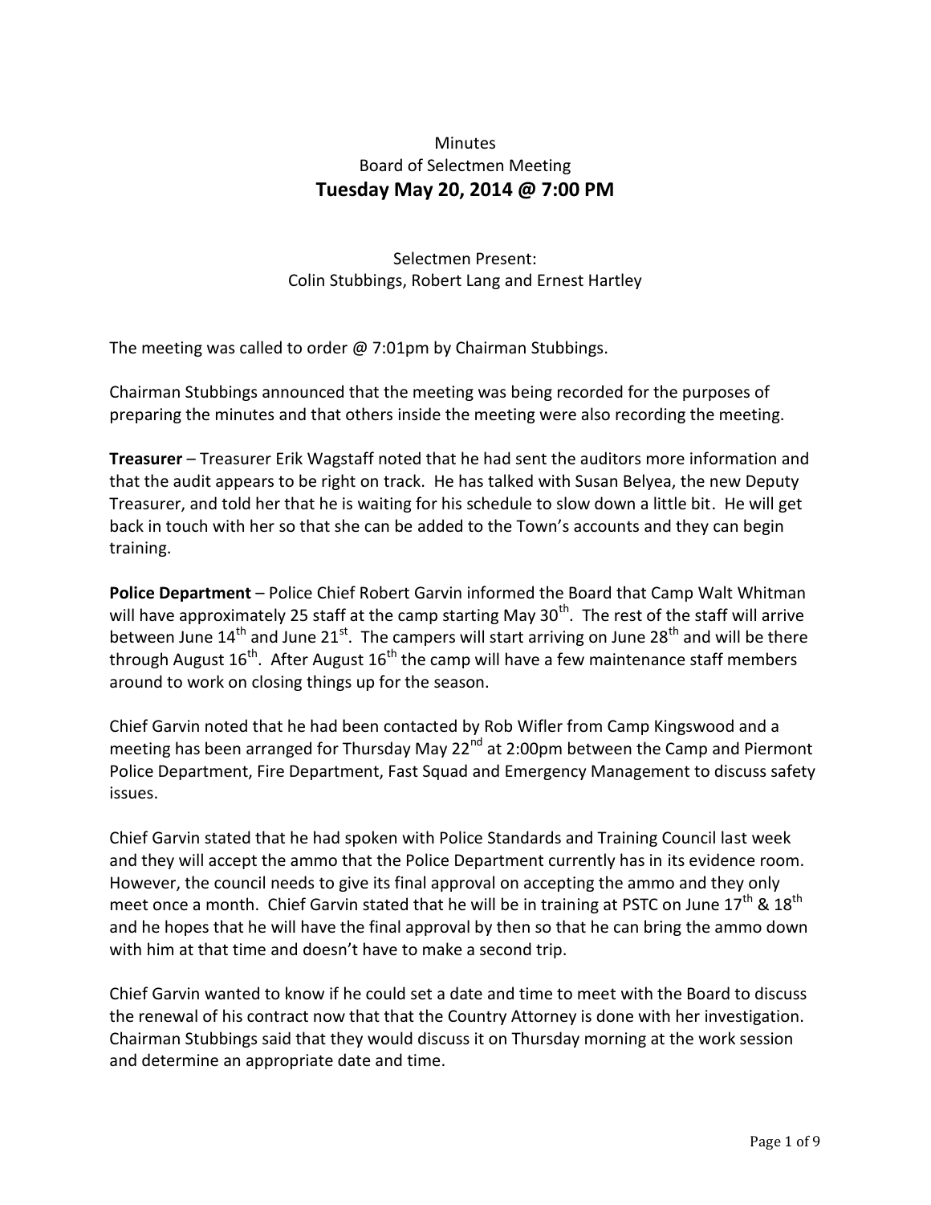Minutes
Board of Selectmen Meeting
**Tuesday May 20, 2014 @ 7:00 PM**

Selectmen Present:
Colin Stubbings, Robert Lang and Ernest Hartley

The meeting was called to order @ 7:01pm by Chairman Stubbings.

Chairman Stubbings announced that the meeting was being recorded for the purposes of preparing the minutes and that others inside the meeting were also recording the meeting.

**Treasurer** – Treasurer Erik Wagstaff noted that he had sent the auditors more information and that the audit appears to be right on track. He has talked with Susan Belyea, the new Deputy Treasurer, and told her that he is waiting for his schedule to slow down a little bit. He will get back in touch with her so that she can be added to the Town's accounts and they can begin training.

**Police Department** – Police Chief Robert Garvin informed the Board that Camp Walt Whitman will have approximately 25 staff at the camp starting May 30th. The rest of the staff will arrive between June 14th and June 21st. The campers will start arriving on June 28th and will be there through August 16th. After August 16th the camp will have a few maintenance staff members around to work on closing things up for the season.

Chief Garvin noted that he had been contacted by Rob Wifler from Camp Kingswood and a meeting has been arranged for Thursday May 22nd at 2:00pm between the Camp and Piermont Police Department, Fire Department, Fast Squad and Emergency Management to discuss safety issues.

Chief Garvin stated that he had spoken with Police Standards and Training Council last week and they will accept the ammo that the Police Department currently has in its evidence room. However, the council needs to give its final approval on accepting the ammo and they only meet once a month. Chief Garvin stated that he will be in training at PSTC on June 17th & 18th and he hopes that he will have the final approval by then so that he can bring the ammo down with him at that time and doesn't have to make a second trip.

Chief Garvin wanted to know if he could set a date and time to meet with the Board to discuss the renewal of his contract now that that the Country Attorney is done with her investigation. Chairman Stubbings said that they would discuss it on Thursday morning at the work session and determine an appropriate date and time.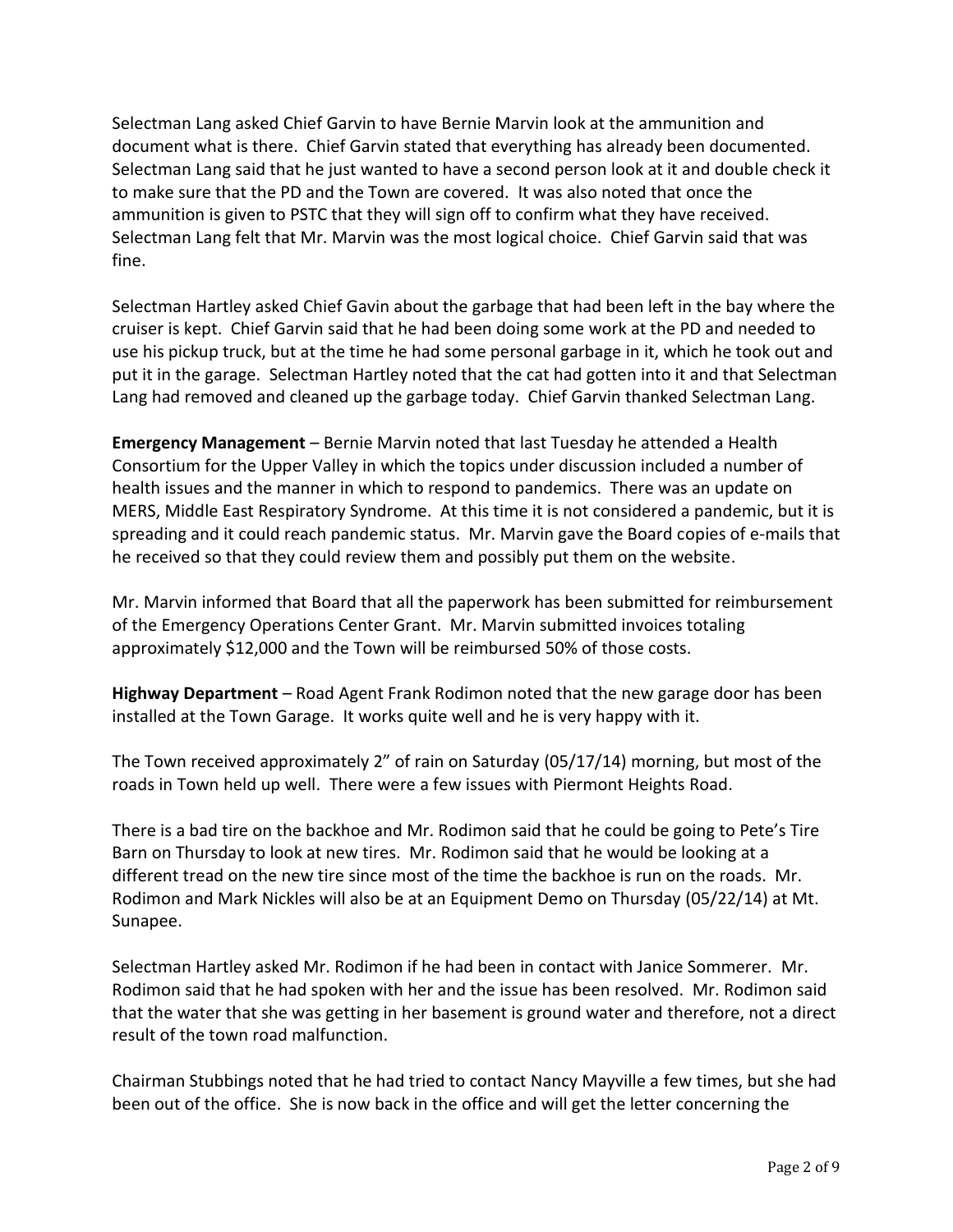Selectman Lang asked Chief Garvin to have Bernie Marvin look at the ammunition and document what is there. Chief Garvin stated that everything has already been documented. Selectman Lang said that he just wanted to have a second person look at it and double check it to make sure that the PD and the Town are covered. It was also noted that once the ammunition is given to PSTC that they will sign off to confirm what they have received. Selectman Lang felt that Mr. Marvin was the most logical choice. Chief Garvin said that was fine.

Selectman Hartley asked Chief Gavin about the garbage that had been left in the bay where the cruiser is kept. Chief Garvin said that he had been doing some work at the PD and needed to use his pickup truck, but at the time he had some personal garbage in it, which he took out and put it in the garage. Selectman Hartley noted that the cat had gotten into it and that Selectman Lang had removed and cleaned up the garbage today. Chief Garvin thanked Selectman Lang.

**Emergency Management** – Bernie Marvin noted that last Tuesday he attended a Health Consortium for the Upper Valley in which the topics under discussion included a number of health issues and the manner in which to respond to pandemics. There was an update on MERS, Middle East Respiratory Syndrome. At this time it is not considered a pandemic, but it is spreading and it could reach pandemic status. Mr. Marvin gave the Board copies of e-mails that he received so that they could review them and possibly put them on the website.

Mr. Marvin informed that Board that all the paperwork has been submitted for reimbursement of the Emergency Operations Center Grant. Mr. Marvin submitted invoices totaling approximately $12,000 and the Town will be reimbursed 50% of those costs.

**Highway Department** – Road Agent Frank Rodimon noted that the new garage door has been installed at the Town Garage. It works quite well and he is very happy with it.

The Town received approximately 2" of rain on Saturday (05/17/14) morning, but most of the roads in Town held up well. There were a few issues with Piermont Heights Road.

There is a bad tire on the backhoe and Mr. Rodimon said that he could be going to Pete's Tire Barn on Thursday to look at new tires. Mr. Rodimon said that he would be looking at a different tread on the new tire since most of the time the backhoe is run on the roads. Mr. Rodimon and Mark Nickles will also be at an Equipment Demo on Thursday (05/22/14) at Mt. Sunapee.

Selectman Hartley asked Mr. Rodimon if he had been in contact with Janice Sommerer. Mr. Rodimon said that he had spoken with her and the issue has been resolved. Mr. Rodimon said that the water that she was getting in her basement is ground water and therefore, not a direct result of the town road malfunction.

Chairman Stubbings noted that he had tried to contact Nancy Mayville a few times, but she had been out of the office. She is now back in the office and will get the letter concerning the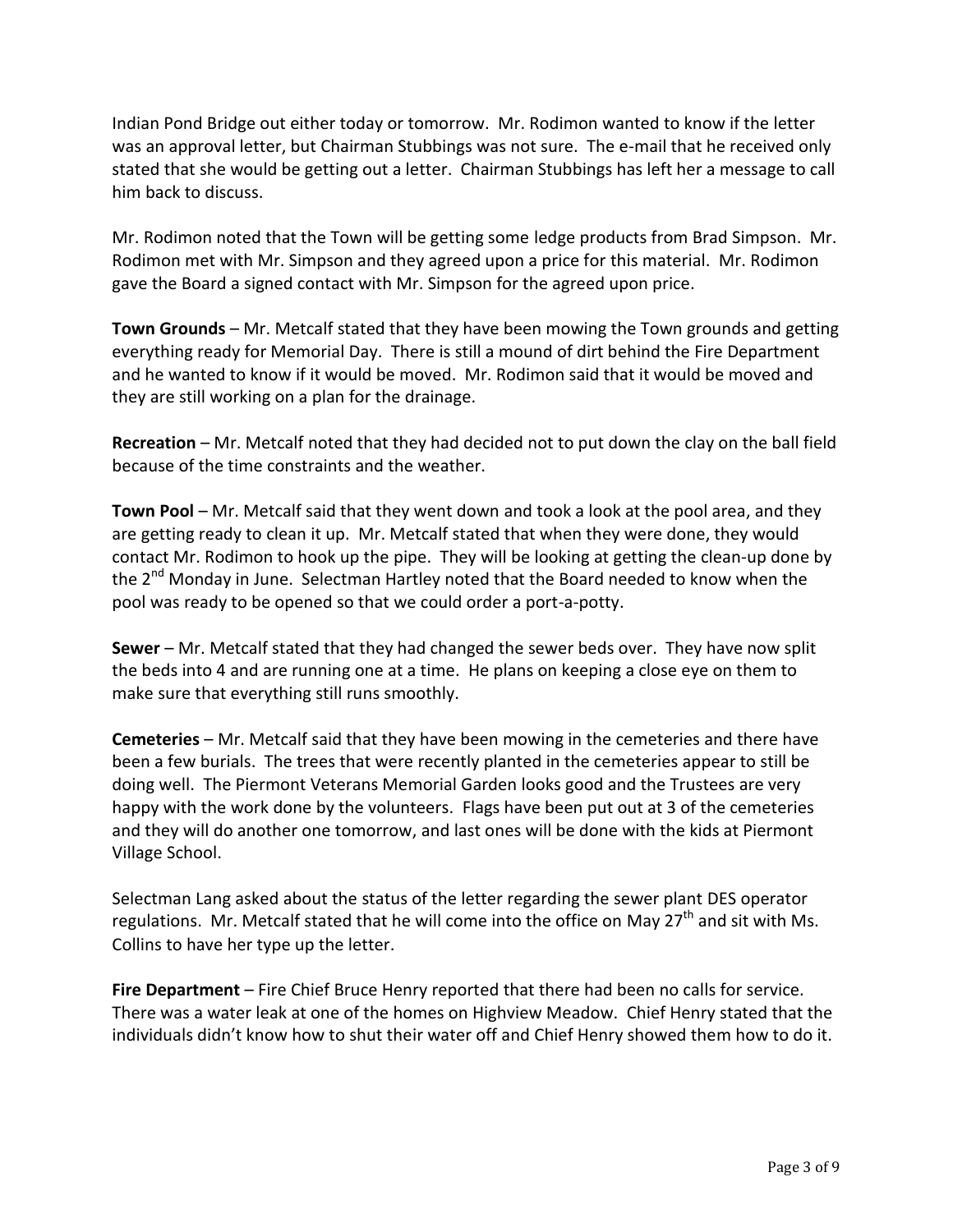Indian Pond Bridge out either today or tomorrow. Mr. Rodimon wanted to know if the letter was an approval letter, but Chairman Stubbings was not sure. The e-mail that he received only stated that she would be getting out a letter. Chairman Stubbings has left her a message to call him back to discuss.

Mr. Rodimon noted that the Town will be getting some ledge products from Brad Simpson. Mr. Rodimon met with Mr. Simpson and they agreed upon a price for this material. Mr. Rodimon gave the Board a signed contact with Mr. Simpson for the agreed upon price.

**Town Grounds** – Mr. Metcalf stated that they have been mowing the Town grounds and getting everything ready for Memorial Day. There is still a mound of dirt behind the Fire Department and he wanted to know if it would be moved. Mr. Rodimon said that it would be moved and they are still working on a plan for the drainage.

**Recreation** – Mr. Metcalf noted that they had decided not to put down the clay on the ball field because of the time constraints and the weather.

**Town Pool** – Mr. Metcalf said that they went down and took a look at the pool area, and they are getting ready to clean it up. Mr. Metcalf stated that when they were done, they would contact Mr. Rodimon to hook up the pipe. They will be looking at getting the clean-up done by the 2nd Monday in June. Selectman Hartley noted that the Board needed to know when the pool was ready to be opened so that we could order a port-a-potty.

**Sewer** – Mr. Metcalf stated that they had changed the sewer beds over. They have now split the beds into 4 and are running one at a time. He plans on keeping a close eye on them to make sure that everything still runs smoothly.

**Cemeteries** – Mr. Metcalf said that they have been mowing in the cemeteries and there have been a few burials. The trees that were recently planted in the cemeteries appear to still be doing well. The Piermont Veterans Memorial Garden looks good and the Trustees are very happy with the work done by the volunteers. Flags have been put out at 3 of the cemeteries and they will do another one tomorrow, and last ones will be done with the kids at Piermont Village School.

Selectman Lang asked about the status of the letter regarding the sewer plant DES operator regulations. Mr. Metcalf stated that he will come into the office on May 27th and sit with Ms. Collins to have her type up the letter.

**Fire Department** – Fire Chief Bruce Henry reported that there had been no calls for service. There was a water leak at one of the homes on Highview Meadow. Chief Henry stated that the individuals didn't know how to shut their water off and Chief Henry showed them how to do it.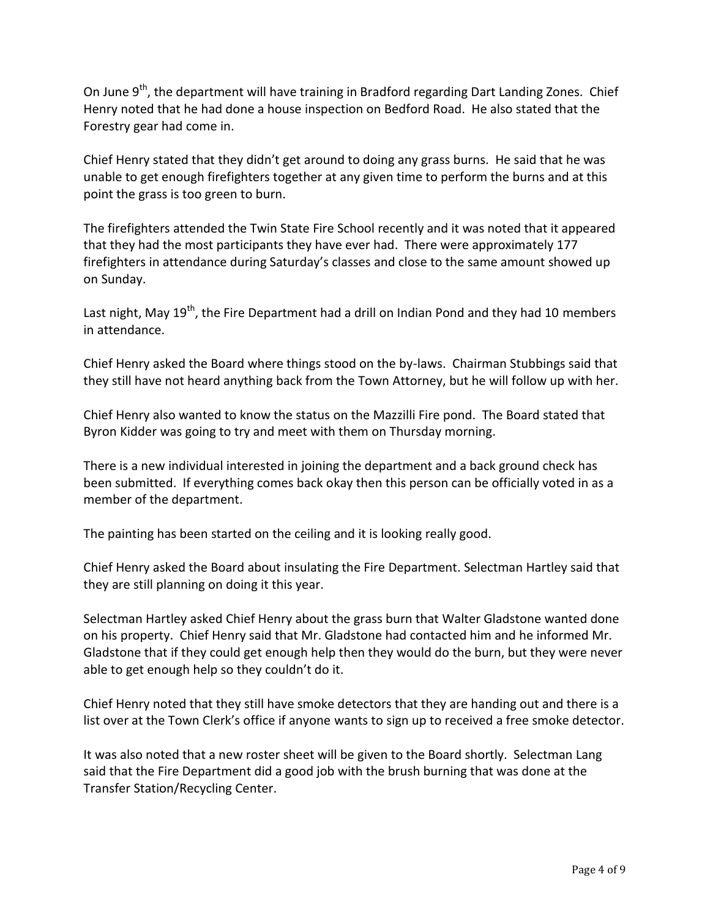On June 9th, the department will have training in Bradford regarding Dart Landing Zones. Chief Henry noted that he had done a house inspection on Bedford Road. He also stated that the Forestry gear had come in.

Chief Henry stated that they didn't get around to doing any grass burns. He said that he was unable to get enough firefighters together at any given time to perform the burns and at this point the grass is too green to burn.

The firefighters attended the Twin State Fire School recently and it was noted that it appeared that they had the most participants they have ever had. There were approximately 177 firefighters in attendance during Saturday's classes and close to the same amount showed up on Sunday.

Last night, May 19th, the Fire Department had a drill on Indian Pond and they had 10 members in attendance.

Chief Henry asked the Board where things stood on the by-laws. Chairman Stubbings said that they still have not heard anything back from the Town Attorney, but he will follow up with her.

Chief Henry also wanted to know the status on the Mazzilli Fire pond. The Board stated that Byron Kidder was going to try and meet with them on Thursday morning.

There is a new individual interested in joining the department and a back ground check has been submitted. If everything comes back okay then this person can be officially voted in as a member of the department.

The painting has been started on the ceiling and it is looking really good.

Chief Henry asked the Board about insulating the Fire Department. Selectman Hartley said that they are still planning on doing it this year.

Selectman Hartley asked Chief Henry about the grass burn that Walter Gladstone wanted done on his property. Chief Henry said that Mr. Gladstone had contacted him and he informed Mr. Gladstone that if they could get enough help then they would do the burn, but they were never able to get enough help so they couldn't do it.

Chief Henry noted that they still have smoke detectors that they are handing out and there is a list over at the Town Clerk's office if anyone wants to sign up to received a free smoke detector.

It was also noted that a new roster sheet will be given to the Board shortly. Selectman Lang said that the Fire Department did a good job with the brush burning that was done at the Transfer Station/Recycling Center.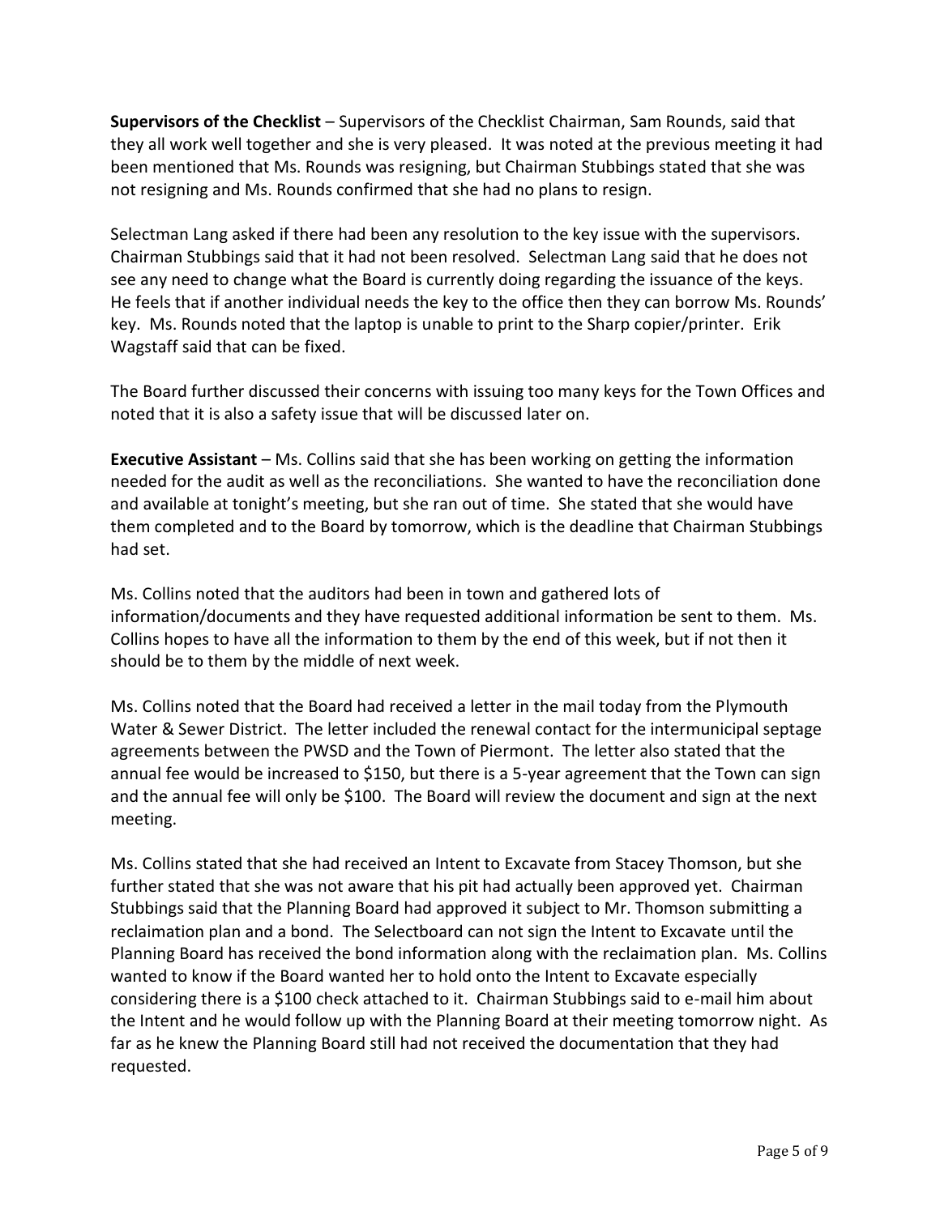**Supervisors of the Checklist** – Supervisors of the Checklist Chairman, Sam Rounds, said that they all work well together and she is very pleased. It was noted at the previous meeting it had been mentioned that Ms. Rounds was resigning, but Chairman Stubbings stated that she was not resigning and Ms. Rounds confirmed that she had no plans to resign.

Selectman Lang asked if there had been any resolution to the key issue with the supervisors. Chairman Stubbings said that it had not been resolved. Selectman Lang said that he does not see any need to change what the Board is currently doing regarding the issuance of the keys. He feels that if another individual needs the key to the office then they can borrow Ms. Rounds' key. Ms. Rounds noted that the laptop is unable to print to the Sharp copier/printer. Erik Wagstaff said that can be fixed.

The Board further discussed their concerns with issuing too many keys for the Town Offices and noted that it is also a safety issue that will be discussed later on.

**Executive Assistant** – Ms. Collins said that she has been working on getting the information needed for the audit as well as the reconciliations. She wanted to have the reconciliation done and available at tonight's meeting, but she ran out of time. She stated that she would have them completed and to the Board by tomorrow, which is the deadline that Chairman Stubbings had set.

Ms. Collins noted that the auditors had been in town and gathered lots of information/documents and they have requested additional information be sent to them. Ms. Collins hopes to have all the information to them by the end of this week, but if not then it should be to them by the middle of next week.

Ms. Collins noted that the Board had received a letter in the mail today from the Plymouth Water & Sewer District. The letter included the renewal contact for the intermunicipal septage agreements between the PWSD and the Town of Piermont. The letter also stated that the annual fee would be increased to $150, but there is a 5-year agreement that the Town can sign and the annual fee will only be $100. The Board will review the document and sign at the next meeting.

Ms. Collins stated that she had received an Intent to Excavate from Stacey Thomson, but she further stated that she was not aware that his pit had actually been approved yet. Chairman Stubbings said that the Planning Board had approved it subject to Mr. Thomson submitting a reclaimation plan and a bond. The Selectboard can not sign the Intent to Excavate until the Planning Board has received the bond information along with the reclaimation plan. Ms. Collins wanted to know if the Board wanted her to hold onto the Intent to Excavate especially considering there is a $100 check attached to it. Chairman Stubbings said to e-mail him about the Intent and he would follow up with the Planning Board at their meeting tomorrow night. As far as he knew the Planning Board still had not received the documentation that they had requested.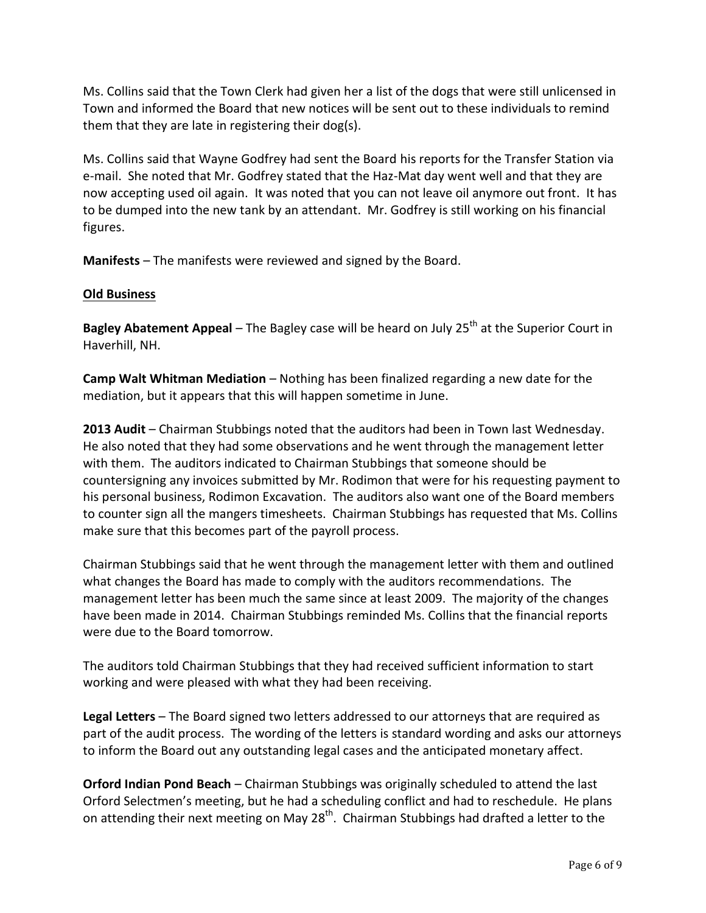Ms. Collins said that the Town Clerk had given her a list of the dogs that were still unlicensed in Town and informed the Board that new notices will be sent out to these individuals to remind them that they are late in registering their dog(s).

Ms. Collins said that Wayne Godfrey had sent the Board his reports for the Transfer Station via e-mail. She noted that Mr. Godfrey stated that the Haz-Mat day went well and that they are now accepting used oil again. It was noted that you can not leave oil anymore out front. It has to be dumped into the new tank by an attendant. Mr. Godfrey is still working on his financial figures.

**Manifests** – The manifests were reviewed and signed by the Board.

**Old Business**

**Bagley Abatement Appeal** – The Bagley case will be heard on July 25th at the Superior Court in Haverhill, NH.

**Camp Walt Whitman Mediation** – Nothing has been finalized regarding a new date for the mediation, but it appears that this will happen sometime in June.

**2013 Audit** – Chairman Stubbings noted that the auditors had been in Town last Wednesday. He also noted that they had some observations and he went through the management letter with them. The auditors indicated to Chairman Stubbings that someone should be countersigning any invoices submitted by Mr. Rodimon that were for his requesting payment to his personal business, Rodimon Excavation. The auditors also want one of the Board members to counter sign all the mangers timesheets. Chairman Stubbings has requested that Ms. Collins make sure that this becomes part of the payroll process.

Chairman Stubbings said that he went through the management letter with them and outlined what changes the Board has made to comply with the auditors recommendations. The management letter has been much the same since at least 2009. The majority of the changes have been made in 2014. Chairman Stubbings reminded Ms. Collins that the financial reports were due to the Board tomorrow.

The auditors told Chairman Stubbings that they had received sufficient information to start working and were pleased with what they had been receiving.

**Legal Letters** – The Board signed two letters addressed to our attorneys that are required as part of the audit process. The wording of the letters is standard wording and asks our attorneys to inform the Board out any outstanding legal cases and the anticipated monetary affect.

**Orford Indian Pond Beach** – Chairman Stubbings was originally scheduled to attend the last Orford Selectmen's meeting, but he had a scheduling conflict and had to reschedule. He plans on attending their next meeting on May 28th. Chairman Stubbings had drafted a letter to the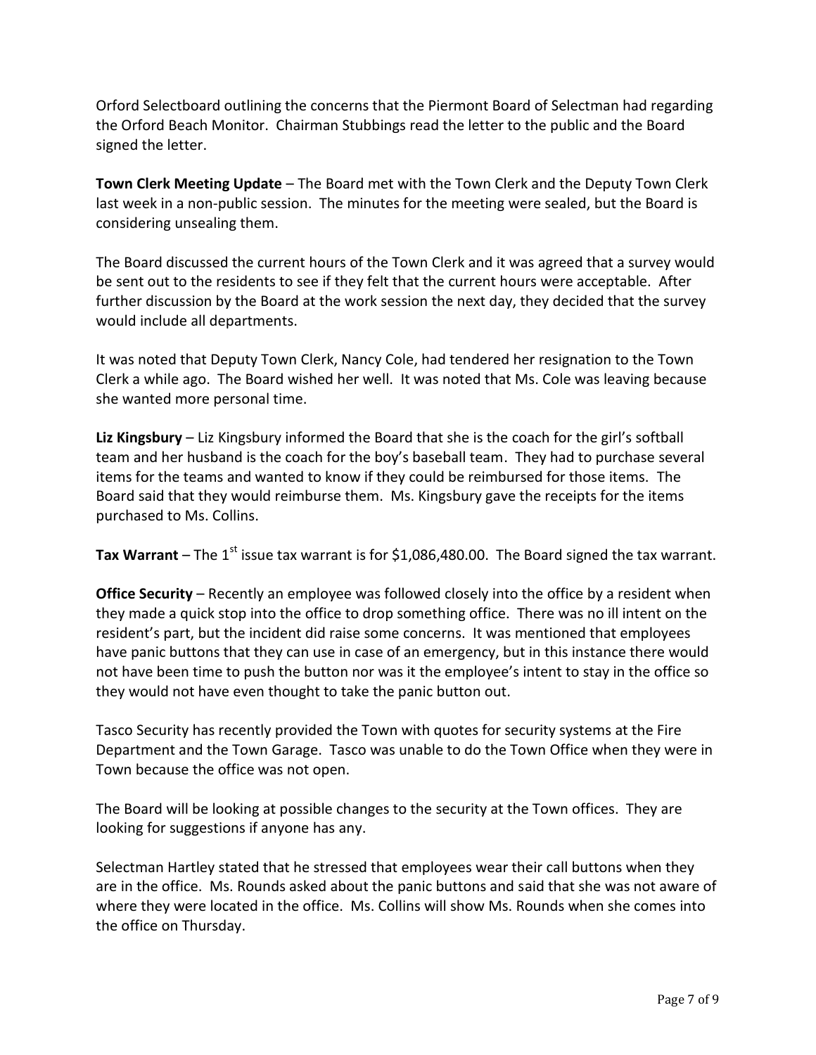Orford Selectboard outlining the concerns that the Piermont Board of Selectman had regarding the Orford Beach Monitor. Chairman Stubbings read the letter to the public and the Board signed the letter.

**Town Clerk Meeting Update** – The Board met with the Town Clerk and the Deputy Town Clerk last week in a non-public session. The minutes for the meeting were sealed, but the Board is considering unsealing them.

The Board discussed the current hours of the Town Clerk and it was agreed that a survey would be sent out to the residents to see if they felt that the current hours were acceptable. After further discussion by the Board at the work session the next day, they decided that the survey would include all departments.

It was noted that Deputy Town Clerk, Nancy Cole, had tendered her resignation to the Town Clerk a while ago. The Board wished her well. It was noted that Ms. Cole was leaving because she wanted more personal time.

**Liz Kingsbury** – Liz Kingsbury informed the Board that she is the coach for the girl's softball team and her husband is the coach for the boy's baseball team. They had to purchase several items for the teams and wanted to know if they could be reimbursed for those items. The Board said that they would reimburse them. Ms. Kingsbury gave the receipts for the items purchased to Ms. Collins.

**Tax Warrant** – The 1st issue tax warrant is for $1,086,480.00. The Board signed the tax warrant.

**Office Security** – Recently an employee was followed closely into the office by a resident when they made a quick stop into the office to drop something office. There was no ill intent on the resident's part, but the incident did raise some concerns. It was mentioned that employees have panic buttons that they can use in case of an emergency, but in this instance there would not have been time to push the button nor was it the employee's intent to stay in the office so they would not have even thought to take the panic button out.

Tasco Security has recently provided the Town with quotes for security systems at the Fire Department and the Town Garage. Tasco was unable to do the Town Office when they were in Town because the office was not open.

The Board will be looking at possible changes to the security at the Town offices. They are looking for suggestions if anyone has any.

Selectman Hartley stated that he stressed that employees wear their call buttons when they are in the office. Ms. Rounds asked about the panic buttons and said that she was not aware of where they were located in the office. Ms. Collins will show Ms. Rounds when she comes into the office on Thursday.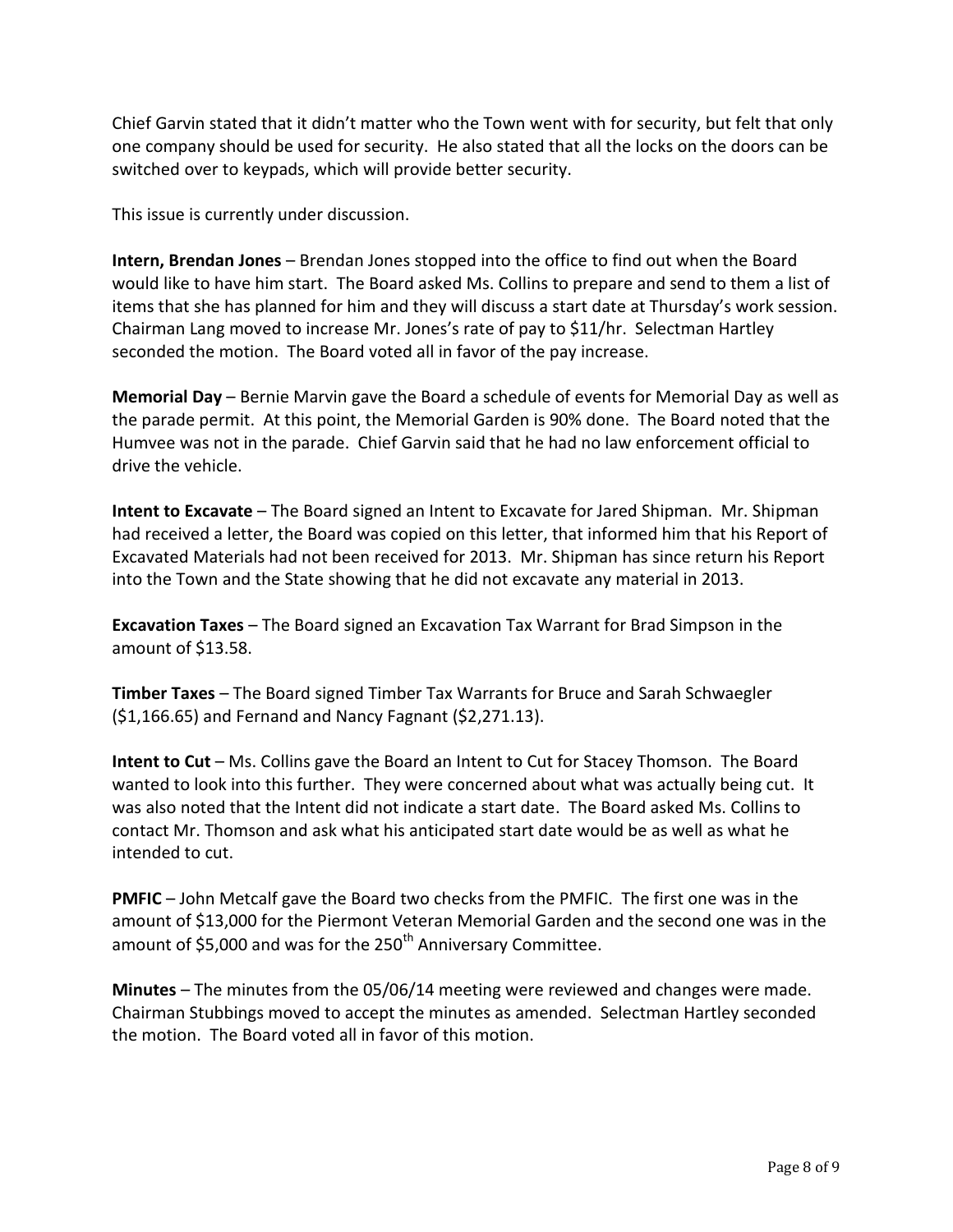Chief Garvin stated that it didn't matter who the Town went with for security, but felt that only one company should be used for security. He also stated that all the locks on the doors can be switched over to keypads, which will provide better security.

This issue is currently under discussion.

**Intern, Brendan Jones** – Brendan Jones stopped into the office to find out when the Board would like to have him start. The Board asked Ms. Collins to prepare and send to them a list of items that she has planned for him and they will discuss a start date at Thursday's work session. Chairman Lang moved to increase Mr. Jones's rate of pay to \$11/hr. Selectman Hartley seconded the motion. The Board voted all in favor of the pay increase.

**Memorial Day** – Bernie Marvin gave the Board a schedule of events for Memorial Day as well as the parade permit. At this point, the Memorial Garden is 90% done. The Board noted that the Humvee was not in the parade. Chief Garvin said that he had no law enforcement official to drive the vehicle.

**Intent to Excavate** – The Board signed an Intent to Excavate for Jared Shipman. Mr. Shipman had received a letter, the Board was copied on this letter, that informed him that his Report of Excavated Materials had not been received for 2013. Mr. Shipman has since return his Report into the Town and the State showing that he did not excavate any material in 2013.

**Excavation Taxes** – The Board signed an Excavation Tax Warrant for Brad Simpson in the amount of \$13.58.

**Timber Taxes** – The Board signed Timber Tax Warrants for Bruce and Sarah Schwaegler (\$1,166.65) and Fernand and Nancy Fagnant (\$2,271.13).

**Intent to Cut** – Ms. Collins gave the Board an Intent to Cut for Stacey Thomson. The Board wanted to look into this further. They were concerned about what was actually being cut. It was also noted that the Intent did not indicate a start date. The Board asked Ms. Collins to contact Mr. Thomson and ask what his anticipated start date would be as well as what he intended to cut.

**PMFIC** – John Metcalf gave the Board two checks from the PMFIC. The first one was in the amount of \$13,000 for the Piermont Veteran Memorial Garden and the second one was in the amount of \$5,000 and was for the 250th Anniversary Committee.

**Minutes** – The minutes from the 05/06/14 meeting were reviewed and changes were made. Chairman Stubbings moved to accept the minutes as amended. Selectman Hartley seconded the motion. The Board voted all in favor of this motion.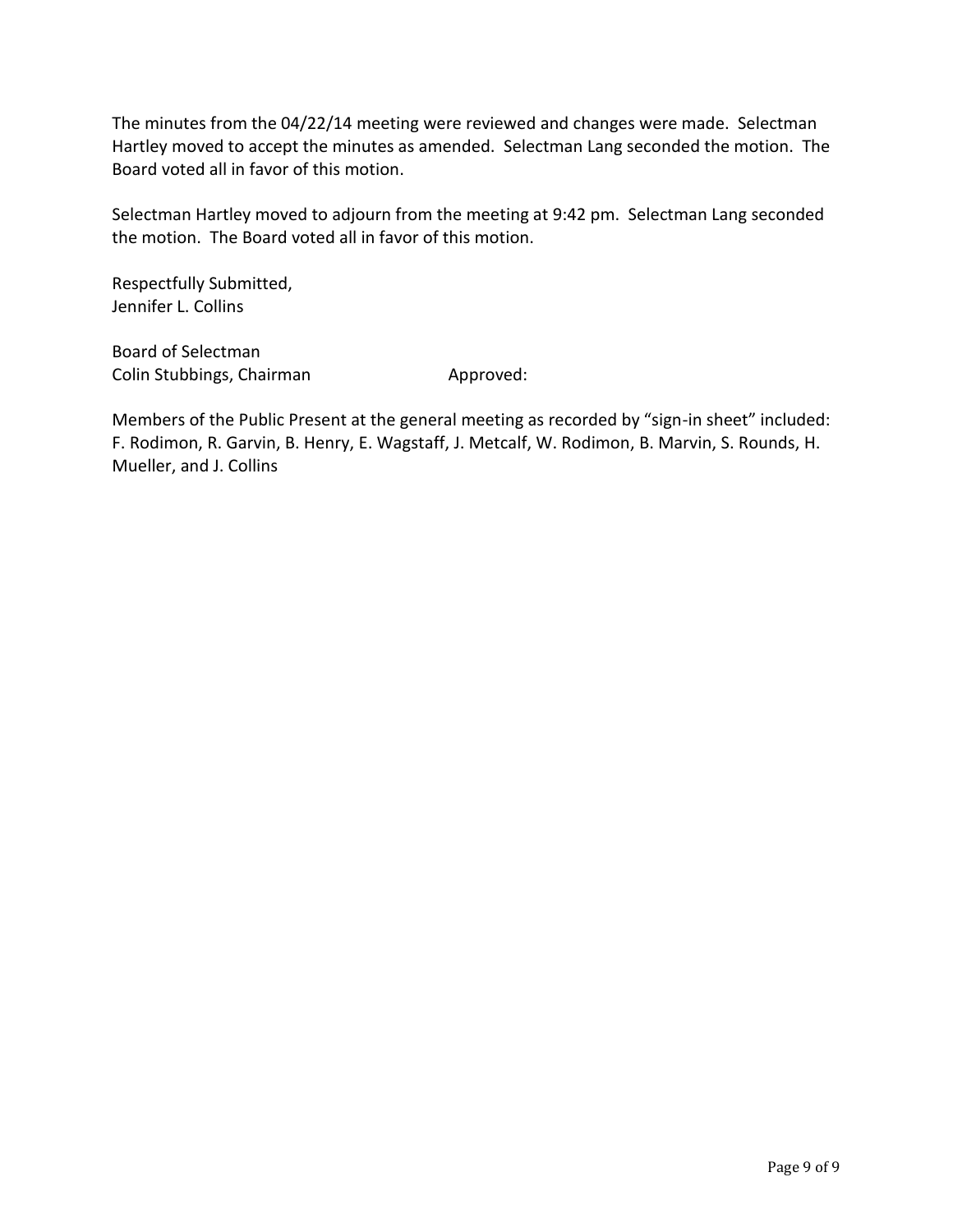The minutes from the 04/22/14 meeting were reviewed and changes were made. Selectman Hartley moved to accept the minutes as amended. Selectman Lang seconded the motion. The Board voted all in favor of this motion.

Selectman Hartley moved to adjourn from the meeting at 9:42 pm. Selectman Lang seconded the motion. The Board voted all in favor of this motion.

Respectfully Submitted,
Jennifer L. Collins

Board of Selectman
Colin Stubbings, Chairman Approved:

Members of the Public Present at the general meeting as recorded by "sign-in sheet" included: F. Rodimon, R. Garvin, B. Henry, E. Wagstaff, J. Metcalf, W. Rodimon, B. Marvin, S. Rounds, H. Mueller, and J. Collins